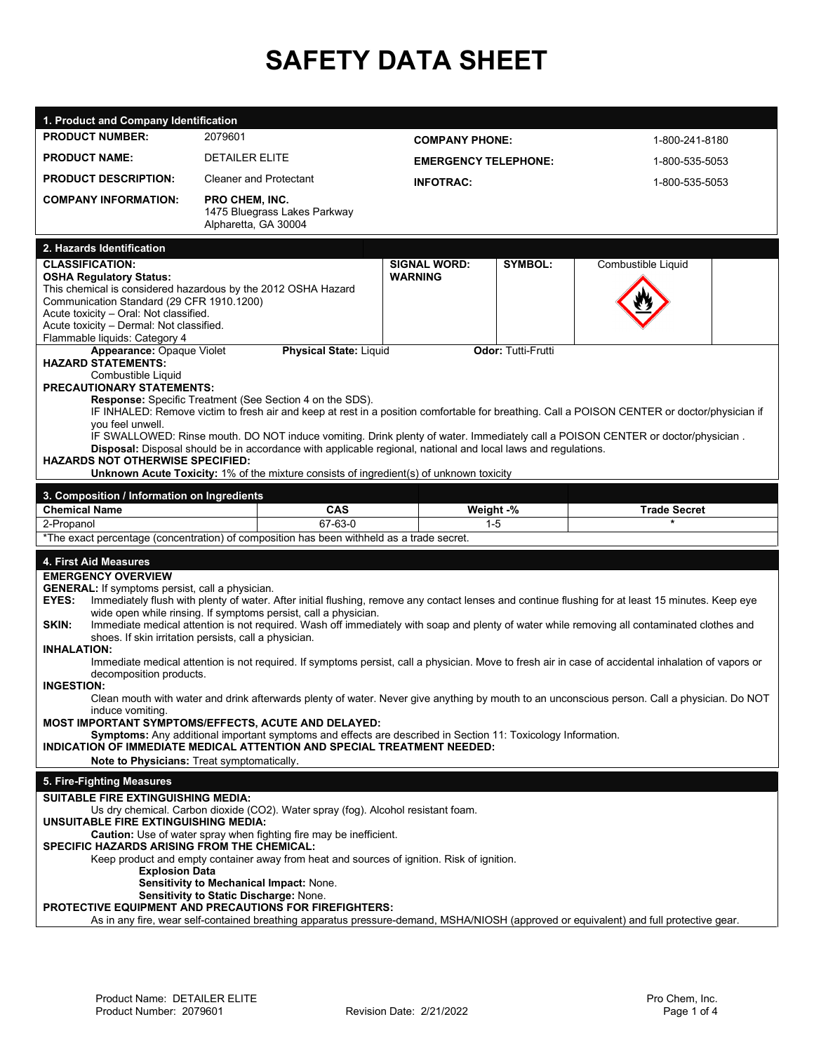# SAFETY DATA SHEET

## 1. Product and Company Identification

| | | | |
|---|---|---|---|
| **PRODUCT NUMBER:** | 2079601 | **COMPANY PHONE:** | 1-800-241-8180 |
| **PRODUCT NAME:** | DETAILER ELITE | **EMERGENCY TELEPHONE:** | 1-800-535-5053 |
| **PRODUCT DESCRIPTION:** | Cleaner and Protectant | **INFOTRAC:** | 1-800-535-5053 |
| **COMPANY INFORMATION:** | **PRO CHEM, INC.** 1475 Bluegrass Lakes Parkway Alpharetta, GA 30004 | | |

## 2. Hazards Identification

| **CLASSIFICATION:** | **SIGNAL WORD:** | **SYMBOL:** | |
|---|---|---|---|
| **OSHA Regulatory Status:** This chemical is considered hazardous by the 2012 OSHA Hazard Communication Standard (29 CFR 1910.1200) Acute toxicity – Oral: Not classified. Acute toxicity – Dermal: Not classified. Flammable liquids: Category 4 | **WARNING** | | Combustible Liquid |

**Appearance:** Opaque Violet **Physical State:** Liquid **Odor:** Tutti-Frutti

**HAZARD STATEMENTS:**

Combustible Liquid

**PRECAUTIONARY STATEMENTS:**

**Response:** Specific Treatment (See Section 4 on the SDS).

IF INHALED: Remove victim to fresh air and keep at rest in a position comfortable for breathing. Call a POISON CENTER or doctor/physician if you feel unwell.

IF SWALLOWED: Rinse mouth. DO NOT induce vomiting. Drink plenty of water. Immediately call a POISON CENTER or doctor/physician .

**Disposal:** Disposal should be in accordance with applicable regional, national and local laws and regulations.

**HAZARDS NOT OTHERWISE SPECIFIED:**

**Unknown Acute Toxicity:** 1% of the mixture consists of ingredient(s) of unknown toxicity

## 3. Composition / Information on Ingredients

| Chemical Name | CAS | Weight -% | Trade Secret |
|---|---|---|---|
| 2-Propanol | 67-63-0 | 1-5 | * |

*The exact percentage (concentration) of composition has been withheld as a trade secret.

## 4. First Aid Measures

**EMERGENCY OVERVIEW**

**GENERAL:** If symptoms persist, call a physician.

**EYES:** Immediately flush with plenty of water. After initial flushing, remove any contact lenses and continue flushing for at least 15 minutes. Keep eye wide open while rinsing. If symptoms persist, call a physician.

**SKIN:** Immediate medical attention is not required. Wash off immediately with soap and plenty of water while removing all contaminated clothes and shoes. If skin irritation persists, call a physician.

**INHALATION:**

Immediate medical attention is not required. If symptoms persist, call a physician. Move to fresh air in case of accidental inhalation of vapors or decomposition products.

**INGESTION:**

Clean mouth with water and drink afterwards plenty of water. Never give anything by mouth to an unconscious person. Call a physician. Do NOT induce vomiting.

**MOST IMPORTANT SYMPTOMS/EFFECTS, ACUTE AND DELAYED:**

**Symptoms:** Any additional important symptoms and effects are described in Section 11: Toxicology Information.

**INDICATION OF IMMEDIATE MEDICAL ATTENTION AND SPECIAL TREATMENT NEEDED:**

**Note to Physicians:** Treat symptomatically.

## 5. Fire-Fighting Measures

**SUITABLE FIRE EXTINGUISHING MEDIA:**

Us dry chemical. Carbon dioxide ($CO_2$). Water spray (fog). Alcohol resistant foam.

**UNSUITABLE FIRE EXTINGUISHING MEDIA:**

**Caution:** Use of water spray when fighting fire may be inefficient.

**SPECIFIC HAZARDS ARISING FROM THE CHEMICAL:**

Keep product and empty container away from heat and sources of ignition. Risk of ignition.

**Explosion Data**

**Sensitivity to Mechanical Impact:** None.

**Sensitivity to Static Discharge:** None.

**PROTECTIVE EQUIPMENT AND PRECAUTIONS FOR FIREFIGHTERS:**

As in any fire, wear self-contained breathing apparatus pressure-demand, MSHA/NIOSH (approved or equivalent) and full protective gear.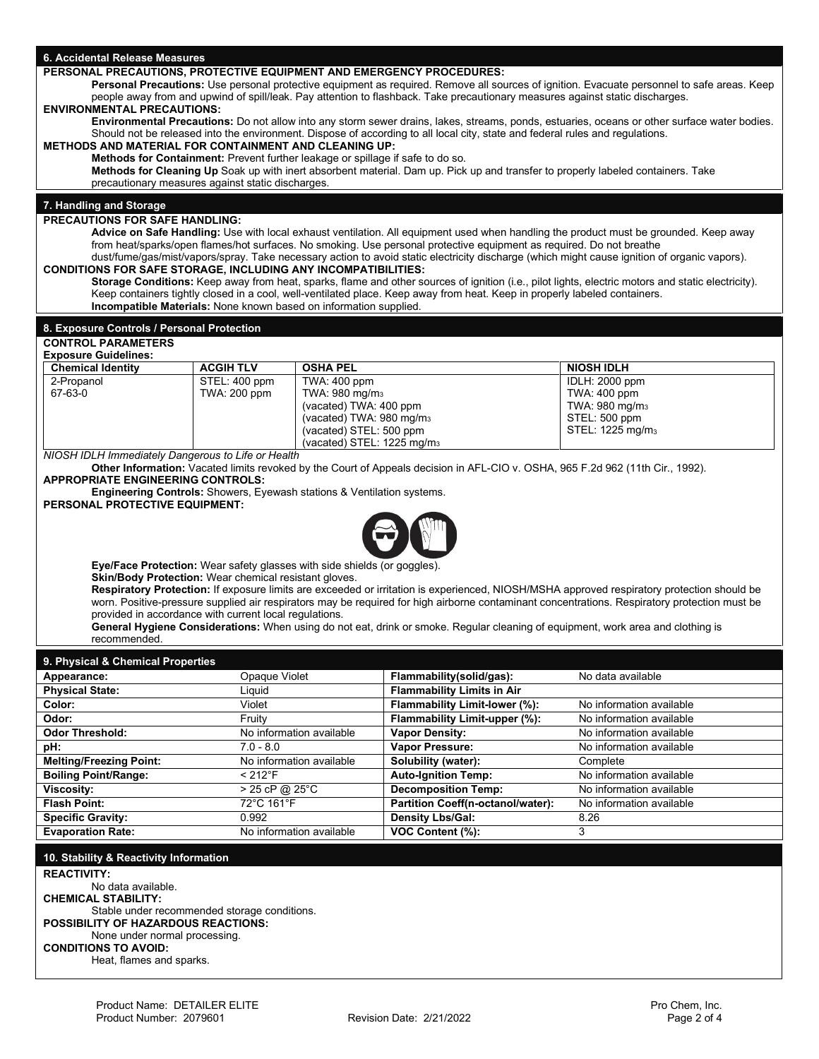## 6. Accidental Release Measures

**PERSONAL PRECAUTIONS, PROTECTIVE EQUIPMENT AND EMERGENCY PROCEDURES:**

**Personal Precautions:** Use personal protective equipment as required. Remove all sources of ignition. Evacuate personnel to safe areas. Keep people away from and upwind of spill/leak. Pay attention to flashback. Take precautionary measures against static discharges.

**ENVIRONMENTAL PRECAUTIONS:**

**Environmental Precautions:** Do not allow into any storm sewer drains, lakes, streams, ponds, estuaries, oceans or other surface water bodies. Should not be released into the environment. Dispose of according to all local city, state and federal rules and regulations.

**METHODS AND MATERIAL FOR CONTAINMENT AND CLEANING UP:**

**Methods for Containment:** Prevent further leakage or spillage if safe to do so.

**Methods for Cleaning Up** Soak up with inert absorbent material. Dam up. Pick up and transfer to properly labeled containers. Take precautionary measures against static discharges.

## 7. Handling and Storage

**PRECAUTIONS FOR SAFE HANDLING:**

**Advice on Safe Handling:** Use with local exhaust ventilation. All equipment used when handling the product must be grounded. Keep away from heat/sparks/open flames/hot surfaces. No smoking. Use personal protective equipment as required. Do not breathe dust/fume/gas/mist/vapors/spray. Take necessary action to avoid static electricity discharge (which might cause ignition of organic vapors).

**CONDITIONS FOR SAFE STORAGE, INCLUDING ANY INCOMPATIBILITIES:**

**Storage Conditions:** Keep away from heat, sparks, flame and other sources of ignition (i.e., pilot lights, electric motors and static electricity). Keep containers tightly closed in a cool, well-ventilated place. Keep away from heat. Keep in properly labeled containers.

**Incompatible Materials:** None known based on information supplied.

## 8. Exposure Controls / Personal Protection

**CONTROL PARAMETERS**

**Exposure Guidelines:**

| Chemical Identity | ACGIH TLV | OSHA PEL | NIOSH IDLH |
|---|---|---|---|
| 2-Propanol<br>67-63-0 | STEL: 400 ppm<br>TWA: 200 ppm | TWA: 400 ppm<br>TWA: 980 mg/$m_3$<br>(vacated) TWA: 400 ppm<br>(vacated) TWA: 980 mg/$m_3$<br>(vacated) STEL: 500 ppm<br>(vacated) STEL: 1225 mg/$m_3$ | IDLH: 2000 ppm<br>TWA: 400 ppm<br>TWA: 980 mg/$m_3$<br>STEL: 500 ppm<br>STEL: 1225 mg/$m_3$ |

*NIOSH IDLH Immediately Dangerous to Life or Health*

**Other Information:** Vacated limits revoked by the Court of Appeals decision in AFL-CIO v. OSHA, 965 F.2d 962 (11th Cir., 1992).

**APPROPRIATE ENGINEERING CONTROLS:**

**Engineering Controls:** Showers, Eyewash stations & Ventilation systems.

**PERSONAL PROTECTIVE EQUIPMENT:**

**Eye/Face Protection:** Wear safety glasses with side shields (or goggles).

**Skin/Body Protection:** Wear chemical resistant gloves.

**Respiratory Protection:** If exposure limits are exceeded or irritation is experienced, NIOSH/MSHA approved respiratory protection should be worn. Positive-pressure supplied air respirators may be required for high airborne contaminant concentrations. Respiratory protection must be provided in accordance with current local regulations.

**General Hygiene Considerations:** When using do not eat, drink or smoke. Regular cleaning of equipment, work area and clothing is recommended.

## 9. Physical & Chemical Properties

| | | | |
|---|---|---|---|
| **Appearance:** | Opaque Violet | **Flammability(solid/gas):** | No data available |
| **Physical State:** | Liquid | **Flammability Limits in Air** | |
| **Color:** | Violet | **Flammability Limit-lower (%):** | No information available |
| **Odor:** | Fruity | **Flammability Limit-upper (%):** | No information available |
| **Odor Threshold:** | No information available | **Vapor Density:** | No information available |
| **pH:** | 7.0 - 8.0 | **Vapor Pressure:** | No information available |
| **Melting/Freezing Point:** | No information available | **Solubility (water):** | Complete |
| **Boiling Point/Range:** | < 212°F | **Auto-Ignition Temp:** | No information available |
| **Viscosity:** | > 25 cP @ 25°C | **Decomposition Temp:** | No information available |
| **Flash Point:** | 72°C 161°F | **Partition Coeff(n-octanol/water):** | No information available |
| **Specific Gravity:** | 0.992 | **Density Lbs/Gal:** | 8.26 |
| **Evaporation Rate:** | No information available | **VOC Content (%):** | 3 |

## 10. Stability & Reactivity Information

**REACTIVITY:**

No data available.

**CHEMICAL STABILITY:**

Stable under recommended storage conditions.

**POSSIBILITY OF HAZARDOUS REACTIONS:**

None under normal processing.

**CONDITIONS TO AVOID:**

Heat, flames and sparks.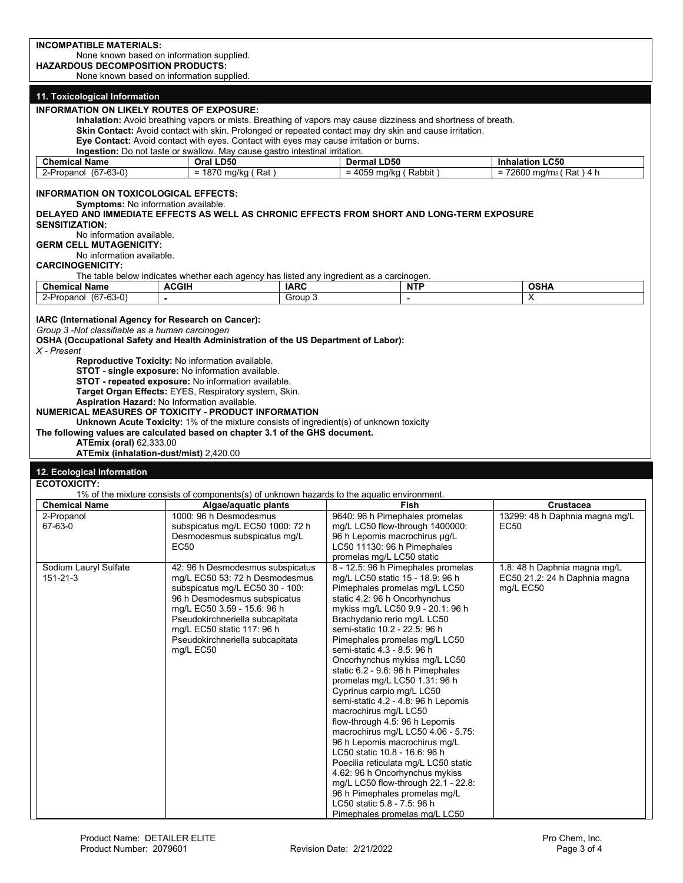**INCOMPATIBLE MATERIALS:**

None known based on information supplied.

**HAZARDOUS DECOMPOSITION PRODUCTS:**

None known based on information supplied.

## 11. Toxicological Information

**INFORMATION ON LIKELY ROUTES OF EXPOSURE:**

**Inhalation:** Avoid breathing vapors or mists. Breathing of vapors may cause dizziness and shortness of breath.

**Skin Contact:** Avoid contact with skin. Prolonged or repeated contact may dry skin and cause irritation.

**Eye Contact:** Avoid contact with eyes. Contact with eyes may cause irritation or burns.

**Ingestion:** Do not taste or swallow. May cause gastro intestinal irritation.

| Chemical Name | Oral LD50 | Dermal LD50 | Inhalation LC50 |
|---|---|---|---|
| 2-Propanol (67-63-0) | = 1870 mg/kg ( Rat ) | = 4059 mg/kg ( Rabbit ) | = 72600 mg/$m_3$ ( Rat ) 4 h |

**INFORMATION ON TOXICOLOGICAL EFFECTS:**

**Symptoms:** No information available.

**DELAYED AND IMMEDIATE EFFECTS AS WELL AS CHRONIC EFFECTS FROM SHORT AND LONG-TERM EXPOSURE**

**SENSITIZATION:**

No information available.

**GERM CELL MUTAGENICITY:**

No information available.

**CARCINOGENICITY:**

The table below indicates whether each agency has listed any ingredient as a carcinogen.

| Chemical Name | ACGIH | IARC | NTP | OSHA |
|---|---|---|---|---|
| 2-Propanol (67-63-0) | - | Group 3 | - | X |

**IARC (International Agency for Research on Cancer):**

*Group 3 -Not classifiable as a human carcinogen*

**OSHA (Occupational Safety and Health Administration of the US Department of Labor):**

*X - Present*

**Reproductive Toxicity:** No information available.

**STOT - single exposure:** No information available.

**STOT - repeated exposure:** No information available.

**Target Organ Effects:** EYES, Respiratory system, Skin.

**Aspiration Hazard:** No Information available.

**NUMERICAL MEASURES OF TOXICITY - PRODUCT INFORMATION**

**Unknown Acute Toxicity:** 1% of the mixture consists of ingredient(s) of unknown toxicity

**The following values are calculated based on chapter 3.1 of the GHS document.**

**ATEmix (oral)** 62,333.00

**ATEmix (inhalation-dust/mist)** 2,420.00

## 12. Ecological Information

**ECOTOXICITY:**

1% of the mixture consists of components(s) of unknown hazards to the aquatic environment.

| Chemical Name | Algae/aquatic plants | Fish | Crustacea |
|---|---|---|---|
| 2-Propanol 67-63-0 | 1000: 96 h Desmodesmus subspicatus mg/L EC50 1000: 72 h Desmodesmus subspicatus mg/L EC50 | 9640: 96 h Pimephales promelas mg/L LC50 flow-through 1400000: 96 h Lepomis macrochirus µg/L LC50 11130: 96 h Pimephales promelas mg/L LC50 static | 13299: 48 h Daphnia magna mg/L EC50 |
| Sodium Lauryl Sulfate 151-21-3 | 42: 96 h Desmodesmus subspicatus mg/L EC50 53: 72 h Desmodesmus subspicatus mg/L EC50 30 - 100: 96 h Desmodesmus subspicatus mg/L EC50 3.59 - 15.6: 96 h Pseudokirchneriella subcapitata mg/L EC50 static 117: 96 h Pseudokirchneriella subcapitata mg/L EC50 | 8 - 12.5: 96 h Pimephales promelas mg/L LC50 static 15 - 18.9: 96 h Pimephales promelas mg/L LC50 static 4.2: 96 h Oncorhynchus mykiss mg/L LC50 9.9 - 20.1: 96 h Brachydanio rerio mg/L LC50 semi-static 10.2 - 22.5: 96 h Pimephales promelas mg/L LC50 semi-static 4.3 - 8.5: 96 h Oncorhynchus mykiss mg/L LC50 static 6.2 - 9.6: 96 h Pimephales promelas mg/L LC50 1.31: 96 h Cyprinus carpio mg/L LC50 semi-static 4.2 - 4.8: 96 h Lepomis macrochirus mg/L LC50 flow-through 4.5: 96 h Lepomis macrochirus mg/L LC50 4.06 - 5.75: 96 h Lepomis macrochirus mg/L LC50 static 10.8 - 16.6: 96 h Poecilia reticulata mg/L LC50 static 4.62: 96 h Oncorhynchus mykiss mg/L LC50 flow-through 22.1 - 22.8: 96 h Pimephales promelas mg/L LC50 static 5.8 - 7.5: 96 h Pimephales promelas mg/L LC50 | 1.8: 48 h Daphnia magna mg/L EC50 21.2: 24 h Daphnia magna mg/L EC50 |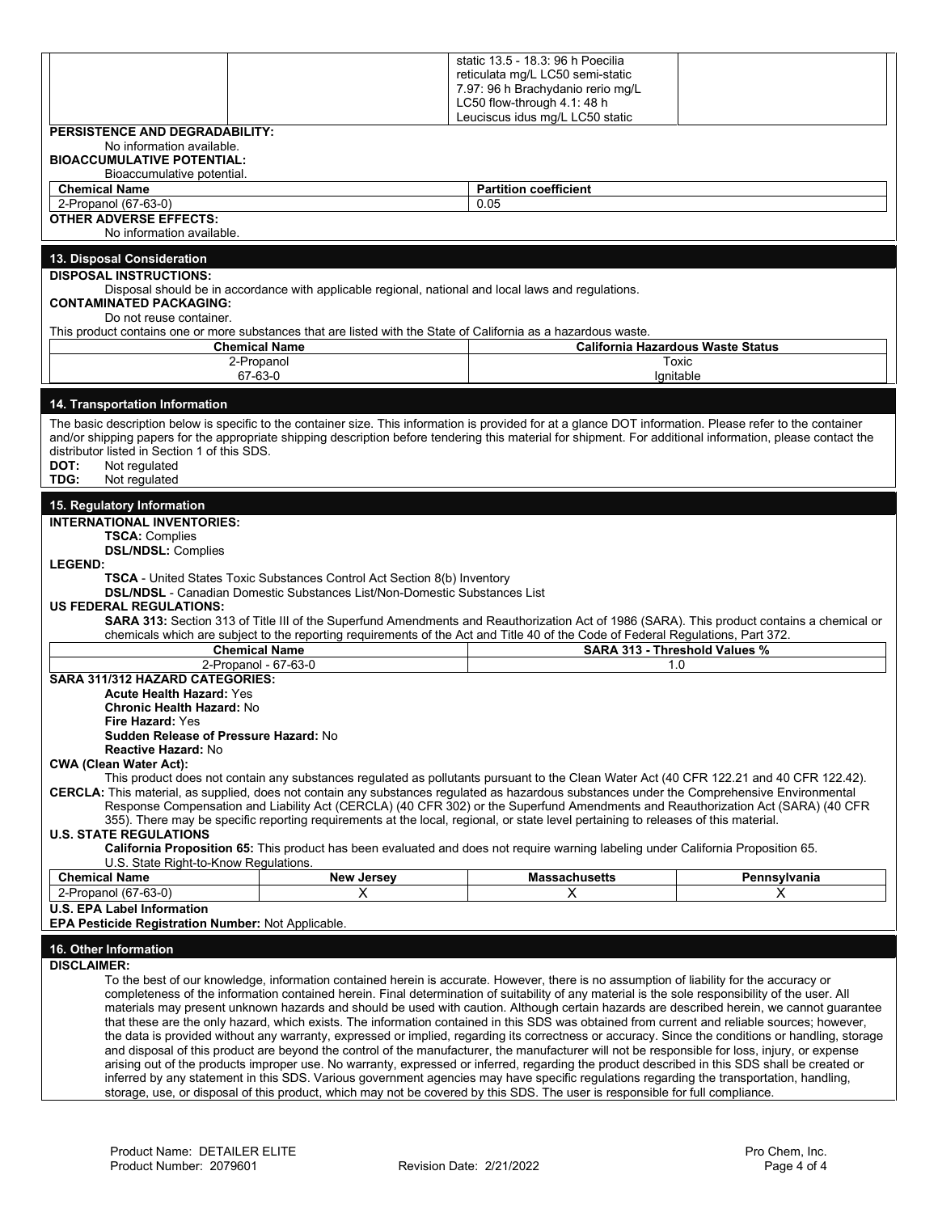| | | | |
|---|---|---|---|
| | | static 13.5 - 18.3: 96 h Poecilia reticulata mg/L LC50 semi-static 7.97: 96 h Brachydanio rerio mg/L LC50 flow-through 4.1: 48 h Leuciscus idus mg/L LC50 static | |

**PERSISTENCE AND DEGRADABILITY:**

No information available.

**BIOACCUMULATIVE POTENTIAL:**

Bioaccumulative potential.

| Chemical Name | Partition coefficient |
|---|---|
| 2-Propanol (67-63-0) | 0.05 |

**OTHER ADVERSE EFFECTS:**

No information available.

## 13. Disposal Consideration

**DISPOSAL INSTRUCTIONS:**

Disposal should be in accordance with applicable regional, national and local laws and regulations.

**CONTAMINATED PACKAGING:**

Do not reuse container.

This product contains one or more substances that are listed with the State of California as a hazardous waste.

| Chemical Name | California Hazardous Waste Status |
|---|---|
| 2-Propanol<br>67-63-0 | Toxic<br>Ignitable |

## 14. Transportation Information

The basic description below is specific to the container size. This information is provided for at a glance DOT information. Please refer to the container and/or shipping papers for the appropriate shipping description before tendering this material for shipment. For additional information, please contact the distributor listed in Section 1 of this SDS.

**DOT:** Not regulated
**TDG:** Not regulated

## 15. Regulatory Information

**INTERNATIONAL INVENTORIES:**

**TSCA:** Complies
**DSL/NDSL:** Complies

**LEGEND:**

**TSCA** - United States Toxic Substances Control Act Section 8(b) Inventory
**DSL/NDSL** - Canadian Domestic Substances List/Non-Domestic Substances List

**US FEDERAL REGULATIONS:**

**SARA 313:** Section 313 of Title III of the Superfund Amendments and Reauthorization Act of 1986 (SARA). This product contains a chemical or chemicals which are subject to the reporting requirements of the Act and Title 40 of the Code of Federal Regulations, Part 372.

| Chemical Name | SARA 313 - Threshold Values % |
|---|---|
| 2-Propanol - 67-63-0 | 1.0 |

**SARA 311/312 HAZARD CATEGORIES:**

**Acute Health Hazard:** Yes
**Chronic Health Hazard:** No
**Fire Hazard:** Yes
**Sudden Release of Pressure Hazard:** No
**Reactive Hazard:** No

**CWA (Clean Water Act):**

This product does not contain any substances regulated as pollutants pursuant to the Clean Water Act (40 CFR 122.21 and 40 CFR 122.42).

**CERCLA:** This material, as supplied, does not contain any substances regulated as hazardous substances under the Comprehensive Environmental Response Compensation and Liability Act (CERCLA) (40 CFR 302) or the Superfund Amendments and Reauthorization Act (SARA) (40 CFR 355). There may be specific reporting requirements at the local, regional, or state level pertaining to releases of this material.

**U.S. STATE REGULATIONS**

**California Proposition 65:** This product has been evaluated and does not require warning labeling under California Proposition 65.

U.S. State Right-to-Know Regulations.

| Chemical Name | New Jersey | Massachusetts | Pennsylvania |
|---|---|---|---|
| 2-Propanol (67-63-0) | X | X | X |

**U.S. EPA Label Information**

**EPA Pesticide Registration Number:** Not Applicable.

## 16. Other Information

**DISCLAIMER:**

To the best of our knowledge, information contained herein is accurate. However, there is no assumption of liability for the accuracy or completeness of the information contained herein. Final determination of suitability of any material is the sole responsibility of the user. All materials may present unknown hazards and should be used with caution. Although certain hazards are described herein, we cannot guarantee that these are the only hazard, which exists. The information contained in this SDS was obtained from current and reliable sources; however, the data is provided without any warranty, expressed or implied, regarding its correctness or accuracy. Since the conditions or handling, storage and disposal of this product are beyond the control of the manufacturer, the manufacturer will not be responsible for loss, injury, or expense arising out of the products improper use. No warranty, expressed or inferred, regarding the product described in this SDS shall be created or inferred by any statement in this SDS. Various government agencies may have specific regulations regarding the transportation, handling, storage, use, or disposal of this product, which may not be covered by this SDS. The user is responsible for full compliance.

Product Name: DETAILER ELITE
Product Number: 2079601
Revision Date: 2/21/2022
Pro Chem, Inc.